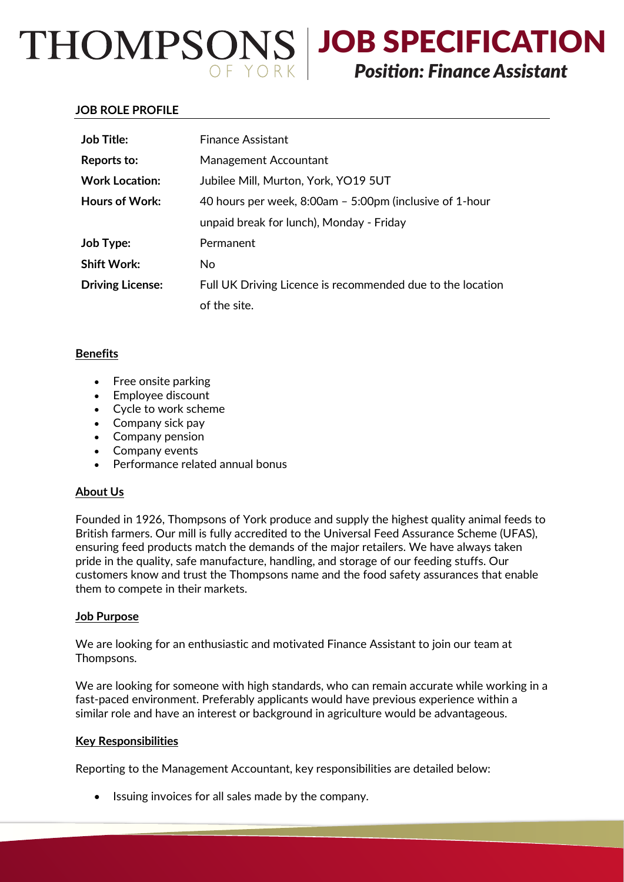# THOMPSONS OF YORK | JOB SPECIFICATION

## *Position: Finance Assistant*

**JOB ROLE PROFILE**

| | |
|---|---|
| **Job Title:** | Finance Assistant |
| **Reports to:** | Management Accountant |
| **Work Location:** | Jubilee Mill, Murton, York, YO19 5UT |
| **Hours of Work:** | 40 hours per week, 8:00am – 5:00pm (inclusive of 1-hour unpaid break for lunch), Monday - Friday |
| **Job Type:** | Permanent |
| **Shift Work:** | No |
| **Driving License:** | Full UK Driving Licence is recommended due to the location of the site. |

### Benefits

- Free onsite parking
- Employee discount
- Cycle to work scheme
- Company sick pay
- Company pension
- Company events
- Performance related annual bonus

### About Us

Founded in 1926, Thompsons of York produce and supply the highest quality animal feeds to British farmers. Our mill is fully accredited to the Universal Feed Assurance Scheme (UFAS), ensuring feed products match the demands of the major retailers. We have always taken pride in the quality, safe manufacture, handling, and storage of our feeding stuffs. Our customers know and trust the Thompsons name and the food safety assurances that enable them to compete in their markets.

### Job Purpose

We are looking for an enthusiastic and motivated Finance Assistant to join our team at Thompsons.

We are looking for someone with high standards, who can remain accurate while working in a fast-paced environment. Preferably applicants would have previous experience within a similar role and have an interest or background in agriculture would be advantageous.

### Key Responsibilities

Reporting to the Management Accountant, key responsibilities are detailed below:

- Issuing invoices for all sales made by the company.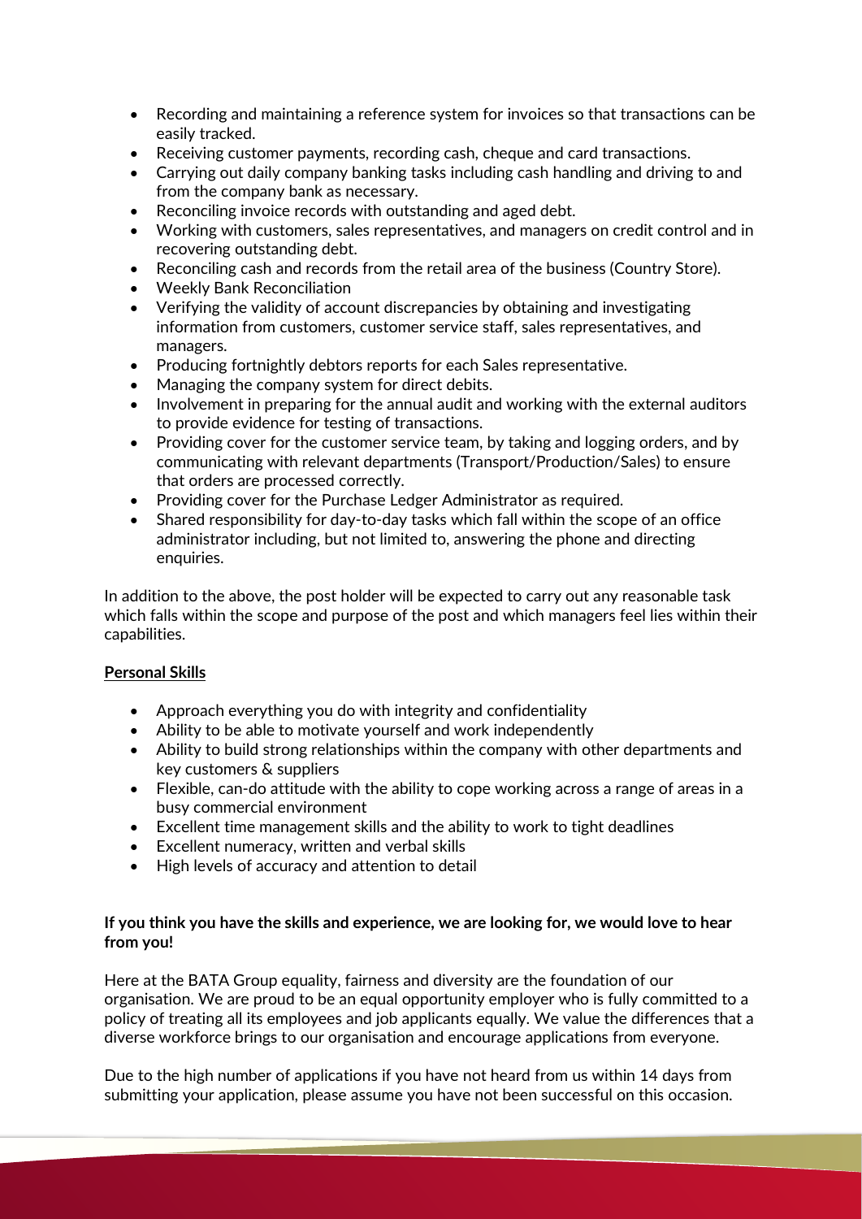- Recording and maintaining a reference system for invoices so that transactions can be easily tracked.
- Receiving customer payments, recording cash, cheque and card transactions.
- Carrying out daily company banking tasks including cash handling and driving to and from the company bank as necessary.
- Reconciling invoice records with outstanding and aged debt.
- Working with customers, sales representatives, and managers on credit control and in recovering outstanding debt.
- Reconciling cash and records from the retail area of the business (Country Store).
- Weekly Bank Reconciliation
- Verifying the validity of account discrepancies by obtaining and investigating information from customers, customer service staff, sales representatives, and managers.
- Producing fortnightly debtors reports for each Sales representative.
- Managing the company system for direct debits.
- Involvement in preparing for the annual audit and working with the external auditors to provide evidence for testing of transactions.
- Providing cover for the customer service team, by taking and logging orders, and by communicating with relevant departments (Transport/Production/Sales) to ensure that orders are processed correctly.
- Providing cover for the Purchase Ledger Administrator as required.
- Shared responsibility for day-to-day tasks which fall within the scope of an office administrator including, but not limited to, answering the phone and directing enquiries.

In addition to the above, the post holder will be expected to carry out any reasonable task which falls within the scope and purpose of the post and which managers feel lies within their capabilities.

**Personal Skills**

- Approach everything you do with integrity and confidentiality
- Ability to be able to motivate yourself and work independently
- Ability to build strong relationships within the company with other departments and key customers & suppliers
- Flexible, can-do attitude with the ability to cope working across a range of areas in a busy commercial environment
- Excellent time management skills and the ability to work to tight deadlines
- Excellent numeracy, written and verbal skills
- High levels of accuracy and attention to detail

**If you think you have the skills and experience, we are looking for, we would love to hear from you!**

Here at the BATA Group equality, fairness and diversity are the foundation of our organisation. We are proud to be an equal opportunity employer who is fully committed to a policy of treating all its employees and job applicants equally. We value the differences that a diverse workforce brings to our organisation and encourage applications from everyone.

Due to the high number of applications if you have not heard from us within 14 days from submitting your application, please assume you have not been successful on this occasion.